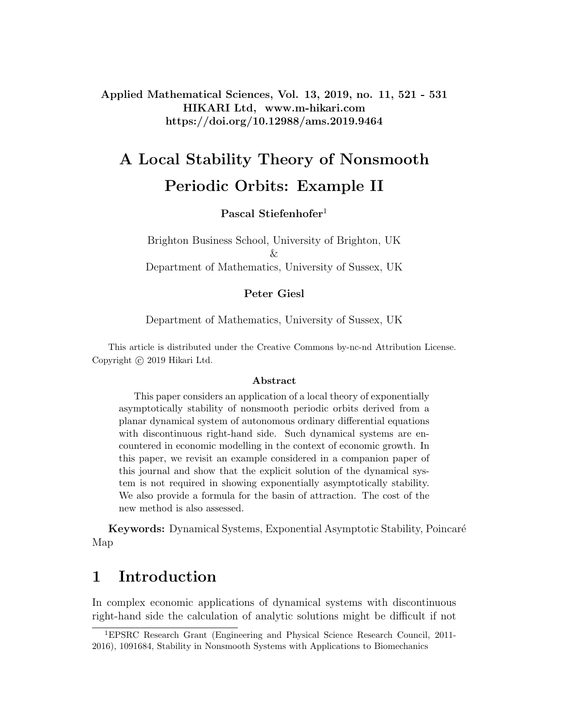Applied Mathematical Sciences, Vol. 13, 2019, no. 11, 521 - 531
HIKARI Ltd, www.m-hikari.com
https://doi.org/10.12988/ams.2019.9464

# A Local Stability Theory of Nonsmooth Periodic Orbits: Example II

**Pascal Stiefenhofer**[1]

Brighton Business School, University of Brighton, UK
&
Department of Mathematics, University of Sussex, UK

**Peter Giesl**

Department of Mathematics, University of Sussex, UK

This article is distributed under the Creative Commons by-nc-nd Attribution License. Copyright © 2019 Hikari Ltd.

### Abstract

This paper considers an application of a local theory of exponentially asymptotically stability of nonsmooth periodic orbits derived from a planar dynamical system of autonomous ordinary differential equations with discontinuous right-hand side. Such dynamical systems are encountered in economic modelling in the context of economic growth. In this paper, we revisit an example considered in a companion paper of this journal and show that the explicit solution of the dynamical system is not required in showing exponentially asymptotically stability. We also provide a formula for the basin of attraction. The cost of the new method is also assessed.

**Keywords:** Dynamical Systems, Exponential Asymptotic Stability, Poincaré Map

## 1 Introduction

In complex economic applications of dynamical systems with discontinuous right-hand side the calculation of analytic solutions might be difficult if not

[1]EPSRC Research Grant (Engineering and Physical Science Research Council, 2011-2016), 1091684, Stability in Nonsmooth Systems with Applications to Biomechanics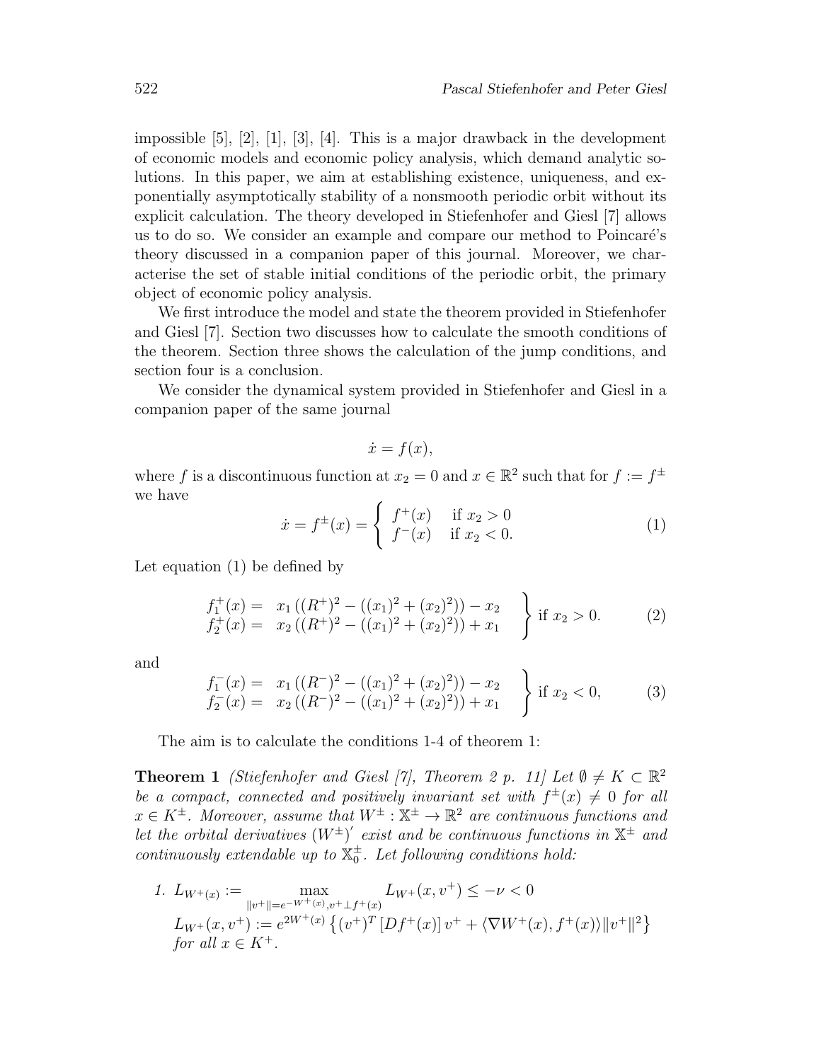impossible [5], [2], [1], [3], [4]. This is a major drawback in the development of economic models and economic policy analysis, which demand analytic solutions. In this paper, we aim at establishing existence, uniqueness, and exponentially asymptotically stability of a nonsmooth periodic orbit without its explicit calculation. The theory developed in Stiefenhofer and Giesl [7] allows us to do so. We consider an example and compare our method to Poincaré's theory discussed in a companion paper of this journal. Moreover, we characterise the set of stable initial conditions of the periodic orbit, the primary object of economic policy analysis.

We first introduce the model and state the theorem provided in Stiefenhofer and Giesl [7]. Section two discusses how to calculate the smooth conditions of the theorem. Section three shows the calculation of the jump conditions, and section four is a conclusion.

We consider the dynamical system provided in Stiefenhofer and Giesl in a companion paper of the same journal

$$\dot{x} = f(x),$$

where $f$ is a discontinuous function at $x_2 = 0$ and $x \in \mathbb{R}^2$ such that for $f := f^{\pm}$ we have

$$\dot{x} = f^{\pm}(x) = \begin{cases} f^{+}(x) & \text{if } x_2 > 0 \\ f^{-}(x) & \text{if } x_2 < 0. \end{cases} \tag{1}$$

Let equation (1) be defined by

$$\left.\begin{array}{rl} f_1^{+}(x) = & x_1\left((R^{+})^2 - ((x_1)^2 + (x_2)^2)\right) - x_2 \\ f_2^{+}(x) = & x_2\left((R^{+})^2 - ((x_1)^2 + (x_2)^2)\right) + x_1 \end{array}\right\} \text{ if } x_2 > 0. \tag{2}$$

and

$$\left.\begin{array}{rl} f_1^{-}(x) = & x_1\left((R^{-})^2 - ((x_1)^2 + (x_2)^2)\right) - x_2 \\ f_2^{-}(x) = & x_2\left((R^{-})^2 - ((x_1)^2 + (x_2)^2)\right) + x_1 \end{array}\right\} \text{ if } x_2 < 0, \tag{3}$$

The aim is to calculate the conditions 1-4 of theorem 1:

**Theorem 1** *(Stiefenhofer and Giesl [7], Theorem 2 p. 11] Let $\emptyset \neq K \subset \mathbb{R}^2$ be a compact, connected and positively invariant set with $f^{\pm}(x) \neq 0$ for all $x \in K^{\pm}$. Moreover, assume that $W^{\pm} : \mathbb{X}^{\pm} \to \mathbb{R}^2$ are continuous functions and let the orbital derivatives $(W^{\pm})'$ exist and be continuous functions in $\mathbb{X}^{\pm}$ and continuously extendable up to $\mathbb{X}_0^{\pm}$. Let following conditions hold:*

1. $L_{W^{+}(x)} := \max\limits_{\|v^{+}\| = e^{-W^{+}(x)}, v^{+} \perp f^{+}(x)} L_{W^{+}}(x, v^{+}) \leq -\nu < 0$

   $L_{W^{+}}(x, v^{+}) := e^{2W^{+}(x)} \left\{ (v^{+})^T \left[Df^{+}(x)\right] v^{+} + \langle \nabla W^{+}(x), f^{+}(x) \rangle \|v^{+}\|^2 \right\}$

   *for all $x \in K^{+}$.*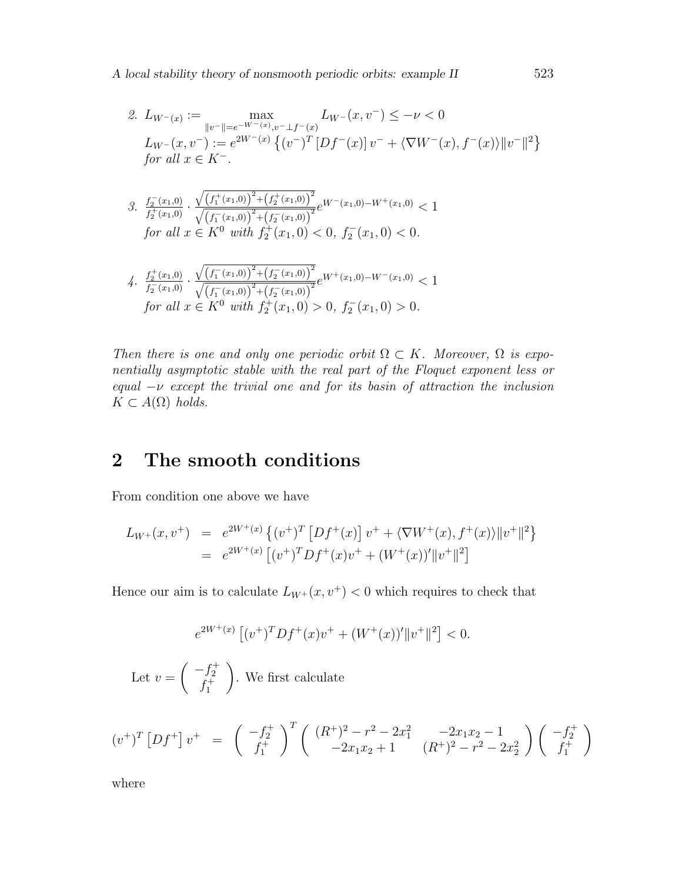2. $L_{W^-(x)} := \max_{\|v^-\|=e^{-W^-(x)}, v^- \perp f^-(x)} L_{W^-}(x, v^-) \leq -\nu < 0$
   $L_{W^-}(x, v^-) := e^{2W^-(x)} \left\{ (v^-)^T \left[ Df^-(x) \right] v^- + \langle \nabla W^-(x), f^-(x) \rangle \|v^-\|^2 \right\}$
   *for all* $x \in K^-$.

3. $\frac{f_2^-(x_1,0)}{f_2^+(x_1,0)} \cdot \frac{\sqrt{\left(f_1^+(x_1,0)\right)^2 + \left(f_2^+(x_1,0)\right)^2}}{\sqrt{\left(f_1^-(x_1,0)\right)^2 + \left(f_2^-(x_1,0)\right)^2}} e^{W^-(x_1,0) - W^+(x_1,0)} < 1$
   *for all* $x \in K^0$ *with* $f_2^+(x_1, 0) < 0,\ f_2^-(x_1, 0) < 0$.

4. $\frac{f_2^+(x_1,0)}{f_2^-(x_1,0)} \cdot \frac{\sqrt{\left(f_1^-(x_1,0)\right)^2 + \left(f_2^-(x_1,0)\right)^2}}{\sqrt{\left(f_1^-(x_1,0)\right)^2 + \left(f_2^-(x_1,0)\right)^2}} e^{W^+(x_1,0) - W^-(x_1,0)} < 1$
   *for all* $x \in K^0$ *with* $f_2^+(x_1, 0) > 0,\ f_2^-(x_1, 0) > 0$.

*Then there is one and only one periodic orbit* $\Omega \subset K$. *Moreover,* $\Omega$ *is exponentially asymptotic stable with the real part of the Floquet exponent less or equal* $-\nu$ *except the trivial one and for its basin of attraction the inclusion* $K \subset A(\Omega)$ *holds.*

## 2 The smooth conditions

From condition one above we have

$$
\begin{aligned}
L_{W^+}(x, v^+) &= e^{2W^+(x)} \left\{ (v^+)^T \left[ Df^+(x) \right] v^+ + \langle \nabla W^+(x), f^+(x) \rangle \|v^+\|^2 \right\} \\
&= e^{2W^+(x)} \left[ (v^+)^T Df^+(x) v^+ + (W^+(x))' \|v^+\|^2 \right]
\end{aligned}
$$

Hence our aim is to calculate $L_{W^+}(x, v^+) < 0$ which requires to check that

$$
e^{2W^+(x)} \left[ (v^+)^T Df^+(x) v^+ + (W^+(x))' \|v^+\|^2 \right] < 0.
$$

Let $v = \begin{pmatrix} -f_2^+ \\ f_1^+ \end{pmatrix}$. We first calculate

$$
(v^+)^T \left[ Df^+ \right] v^+ = \begin{pmatrix} -f_2^+ \\ f_1^+ \end{pmatrix}^T \begin{pmatrix} (R^+)^2 - r^2 - 2x_1^2 & -2x_1x_2 - 1 \\ -2x_1x_2 + 1 & (R^+)^2 - r^2 - 2x_2^2 \end{pmatrix} \begin{pmatrix} -f_2^+ \\ f_1^+ \end{pmatrix}
$$

where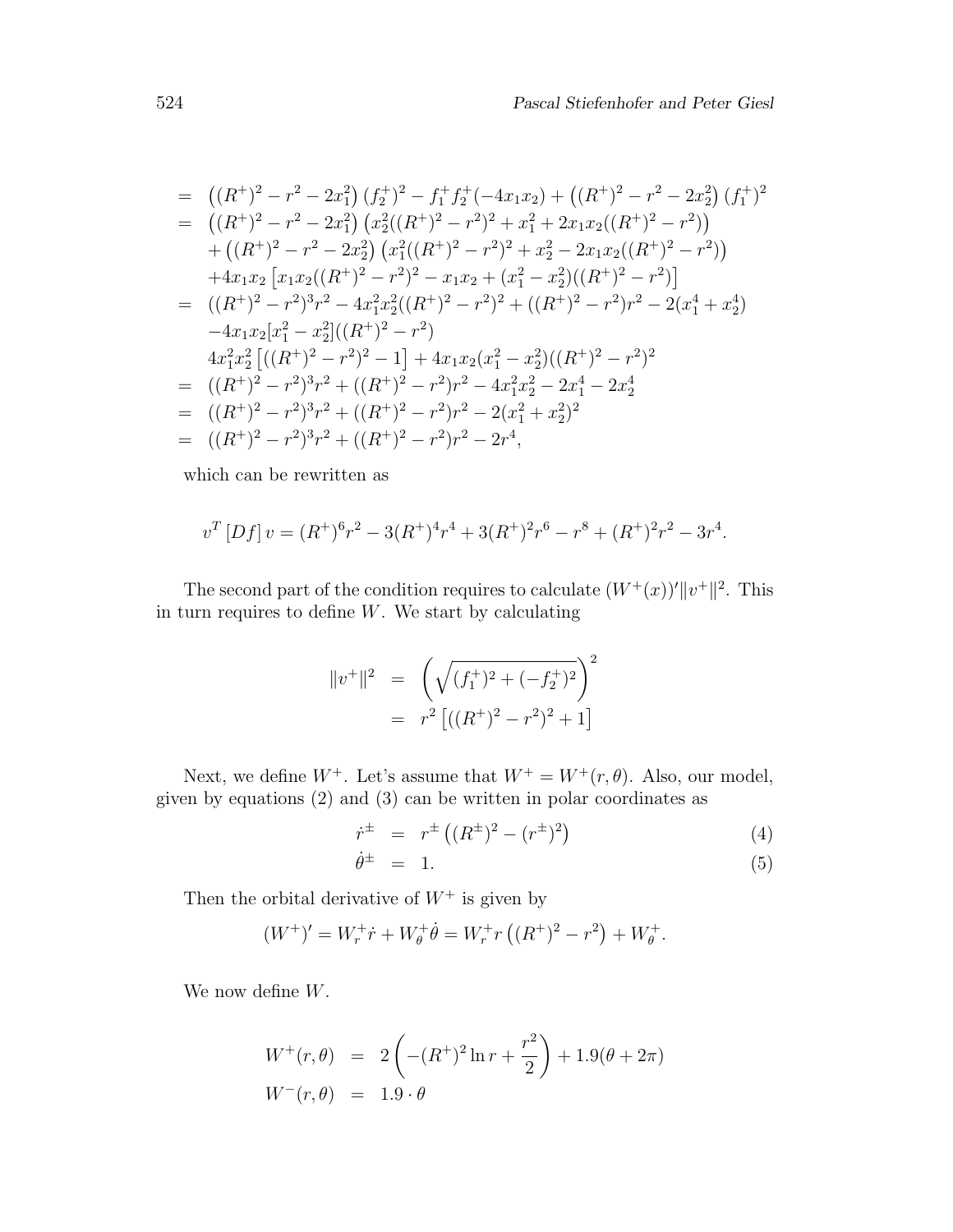$$
\begin{aligned}
&= \left((R^+)^2 - r^2 - 2x_1^2\right)(f_2^+)^2 - f_1^+ f_2^+(-4x_1x_2) + \left((R^+)^2 - r^2 - 2x_2^2\right)(f_1^+)^2 \\
&= \left((R^+)^2 - r^2 - 2x_1^2\right)\left(x_2^2((R^+)^2 - r^2)^2 + x_1^2 + 2x_1x_2((R^+)^2 - r^2)\right) \\
&\quad + \left((R^+)^2 - r^2 - 2x_2^2\right)\left(x_1^2((R^+)^2 - r^2)^2 + x_2^2 - 2x_1x_2((R^+)^2 - r^2)\right) \\
&\quad + 4x_1x_2\left[x_1x_2((R^+)^2 - r^2)^2 - x_1x_2 + (x_1^2 - x_2^2)((R^+)^2 - r^2)\right] \\
&= ((R^+)^2 - r^2)^3 r^2 - 4x_1^2x_2^2((R^+)^2 - r^2)^2 + ((R^+)^2 - r^2)r^2 - 2(x_1^4 + x_2^4) \\
&\quad - 4x_1x_2[x_1^2 - x_2^2]((R^+)^2 - r^2) \\
&\quad 4x_1^2x_2^2\left[((R^+)^2 - r^2)^2 - 1\right] + 4x_1x_2(x_1^2 - x_2^2)((R^+)^2 - r^2)^2 \\
&= ((R^+)^2 - r^2)^3 r^2 + ((R^+)^2 - r^2)r^2 - 4x_1^2x_2^2 - 2x_1^4 - 2x_2^4 \\
&= ((R^+)^2 - r^2)^3 r^2 + ((R^+)^2 - r^2)r^2 - 2(x_1^2 + x_2^2)^2 \\
&= ((R^+)^2 - r^2)^3 r^2 + ((R^+)^2 - r^2)r^2 - 2r^4,
\end{aligned}
$$

which can be rewritten as

$$
v^T [Df]\, v = (R^+)^6 r^2 - 3(R^+)^4 r^4 + 3(R^+)^2 r^6 - r^8 + (R^+)^2 r^2 - 3r^4.
$$

The second part of the condition requires to calculate $(W^+(x))'\|v^+\|^2$. This in turn requires to define $W$. We start by calculating

$$
\begin{aligned}
\|v^+\|^2 &= \left(\sqrt{(f_1^+)^2 + (-f_2^+)^2}\right)^2 \\
&= r^2\left[((R^+)^2 - r^2)^2 + 1\right]
\end{aligned}
$$

Next, we define $W^+$. Let's assume that $W^+ = W^+(r, \theta)$. Also, our model, given by equations (2) and (3) can be written in polar coordinates as

$$
\begin{aligned}
\dot{r}^\pm &= r^\pm\left((R^\pm)^2 - (r^\pm)^2\right) &(4)\\
\dot{\theta}^\pm &= 1. &(5)
\end{aligned}
$$

Then the orbital derivative of $W^+$ is given by

$$
(W^+)' = W_r^+ \dot{r} + W_\theta^+ \dot{\theta} = W_r^+ r\left((R^+)^2 - r^2\right) + W_\theta^+.
$$

We now define $W$.

$$
\begin{aligned}
W^+(r, \theta) &= 2\left(-(R^+)^2 \ln r + \frac{r^2}{2}\right) + 1.9(\theta + 2\pi) \\
W^-(r, \theta) &= 1.9 \cdot \theta
\end{aligned}
$$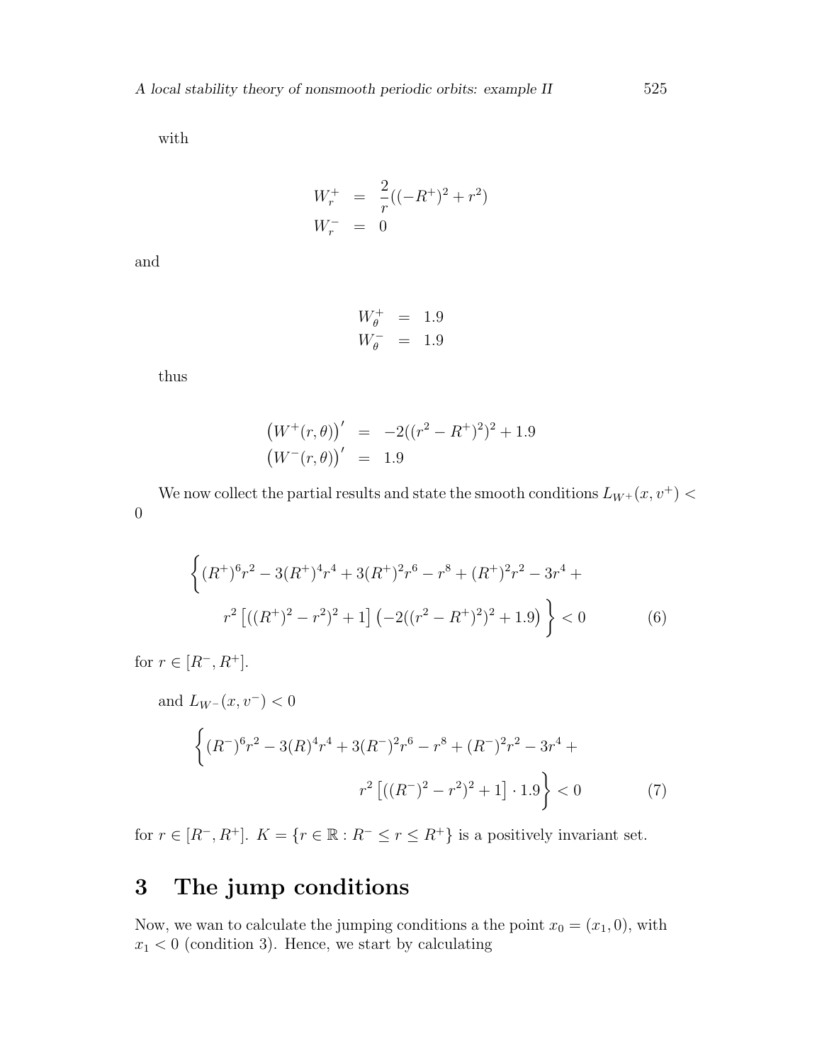with

$$
\begin{aligned}
W_r^+ &= \frac{2}{r}((-R^+)^2 + r^2) \\
W_r^- &= 0
\end{aligned}
$$

and

$$
\begin{aligned}
W_\theta^+ &= 1.9 \\
W_\theta^- &= 1.9
\end{aligned}
$$

thus

$$
\begin{aligned}
\left(W^+(r,\theta)\right)' &= -2((r^2 - R^+)^2)^2 + 1.9 \\
\left(W^-(r,\theta)\right)' &= 1.9
\end{aligned}
$$

We now collect the partial results and state the smooth conditions $L_{W^+}(x, v^+) < 0$

$$
\Big\{(R^+)^6 r^2 - 3(R^+)^4 r^4 + 3(R^+)^2 r^6 - r^8 + (R^+)^2 r^2 - 3r^4 + r^2\left[((R^+)^2 - r^2)^2 + 1\right]\left(-2((r^2 - R^+)^2)^2 + 1.9\right)\Big\} < 0 \qquad (6)
$$

for $r \in [R^-, R^+]$.

and $L_{W^-}(x, v^-) < 0$

$$
\Big\{(R^-)^6 r^2 - 3(R)^4 r^4 + 3(R^-)^2 r^6 - r^8 + (R^-)^2 r^2 - 3r^4 + r^2\left[((R^-)^2 - r^2)^2 + 1\right] \cdot 1.9\Big\} < 0 \qquad (7)
$$

for $r \in [R^-, R^+]$. $K = \{r \in \mathbb{R} : R^- \leq r \leq R^+\}$ is a positively invariant set.

## 3 The jump conditions

Now, we wan to calculate the jumping conditions a the point $x_0 = (x_1, 0)$, with $x_1 < 0$ (condition 3). Hence, we start by calculating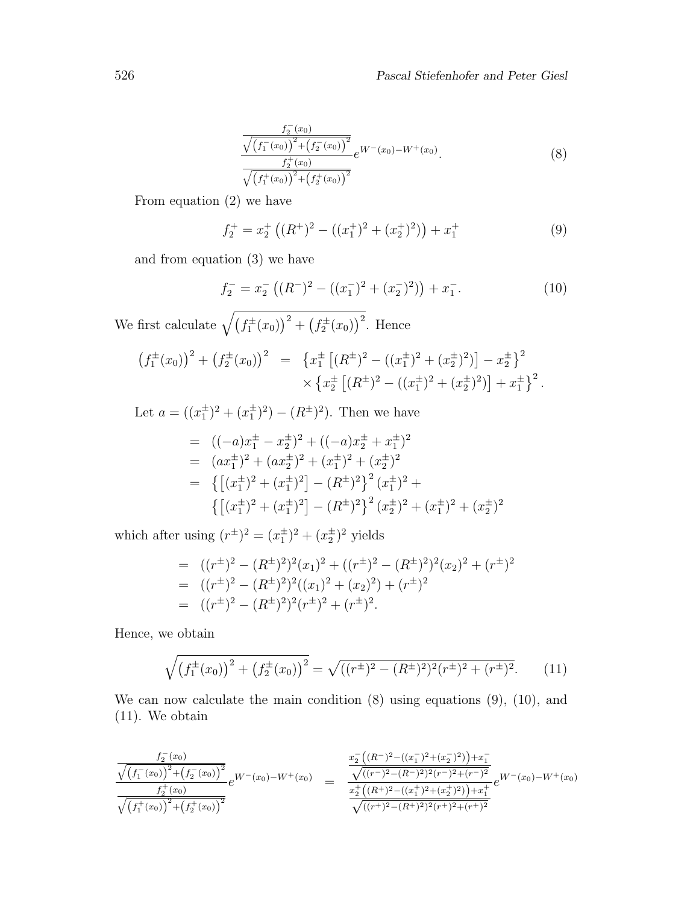$$
\frac{\frac{f_2^-(x_0)}{\sqrt{\left(f_1^-(x_0)\right)^2+\left(f_2^-(x_0)\right)^2}}}{\frac{f_2^+(x_0)}{\sqrt{\left(f_1^+(x_0)\right)^2+\left(f_2^+(x_0)\right)^2}}} e^{W^-(x_0)-W^+(x_0)}. \tag{8}
$$

From equation (2) we have

$$
f_2^+ = x_2^+ \left((R^+)^2 - ((x_1^+)^2 + (x_2^+)^2)\right) + x_1^+ \tag{9}
$$

and from equation (3) we have

$$
f_2^- = x_2^- \left((R^-)^2 - ((x_1^-)^2 + (x_2^-)^2)\right) + x_1^-. \tag{10}
$$

We first calculate $\sqrt{\left(f_1^\pm(x_0)\right)^2 + \left(f_2^\pm(x_0)\right)^2}$. Hence

$$
\begin{aligned}
\left(f_1^\pm(x_0)\right)^2 + \left(f_2^\pm(x_0)\right)^2 &= \left\{x_1^\pm \left[(R^\pm)^2 - ((x_1^\pm)^2 + (x_2^\pm)^2)\right] - x_2^\pm\right\}^2 \\
&\quad \times \left\{x_2^\pm \left[(R^\pm)^2 - ((x_1^\pm)^2 + (x_2^\pm)^2)\right] + x_1^\pm\right\}^2.
\end{aligned}
$$

Let $a = ((x_1^\pm)^2 + (x_1^\pm)^2) - (R^\pm)^2)$. Then we have

$$
\begin{aligned}
&= ((-a)x_1^\pm - x_2^\pm)^2 + ((-a)x_2^\pm + x_1^\pm)^2 \\
&= (ax_1^\pm)^2 + (ax_2^\pm)^2 + (x_1^\pm)^2 + (x_2^\pm)^2 \\
&= \left\{\left[(x_1^\pm)^2 + (x_1^\pm)^2\right] - (R^\pm)^2\right\}^2 (x_1^\pm)^2 + \\
&\quad \left\{\left[(x_1^\pm)^2 + (x_1^\pm)^2\right] - (R^\pm)^2\right\}^2 (x_2^\pm)^2 + (x_1^\pm)^2 + (x_2^\pm)^2
\end{aligned}
$$

which after using $(r^\pm)^2 = (x_1^\pm)^2 + (x_2^\pm)^2$ yields

$$
\begin{aligned}
&= ((r^\pm)^2 - (R^\pm)^2)^2 (x_1)^2 + ((r^\pm)^2 - (R^\pm)^2)^2 (x_2)^2 + (r^\pm)^2 \\
&= ((r^\pm)^2 - (R^\pm)^2)^2 ((x_1)^2 + (x_2)^2) + (r^\pm)^2 \\
&= ((r^\pm)^2 - (R^\pm)^2)^2 (r^\pm)^2 + (r^\pm)^2.
\end{aligned}
$$

Hence, we obtain

$$
\sqrt{\left(f_1^\pm(x_0)\right)^2 + \left(f_2^\pm(x_0)\right)^2} = \sqrt{((r^\pm)^2 - (R^\pm)^2)^2 (r^\pm)^2 + (r^\pm)^2}. \tag{11}
$$

We can now calculate the main condition (8) using equations (9), (10), and (11). We obtain

$$
\frac{\frac{f_2^-(x_0)}{\sqrt{\left(f_1^-(x_0)\right)^2+\left(f_2^-(x_0)\right)^2}}}{\frac{f_2^+(x_0)}{\sqrt{\left(f_1^+(x_0)\right)^2+\left(f_2^+(x_0)\right)^2}}} e^{W^-(x_0)-W^+(x_0)} = \frac{\frac{x_2^-\left((R^-)^2-((x_1^-)^2+(x_2^-)^2)\right)+x_1^-}{\sqrt{((r^-)^2-(R^-)^2)^2(r^-)^2+(r^-)^2}}}{\frac{x_2^+\left((R^+)^2-((x_1^+)^2+(x_2^+)^2)\right)+x_1^+}{\sqrt{((r^+)^2-(R^+)^2)^2(r^+)^2+(r^+)^2}}} e^{W^-(x_0)-W^+(x_0)}
$$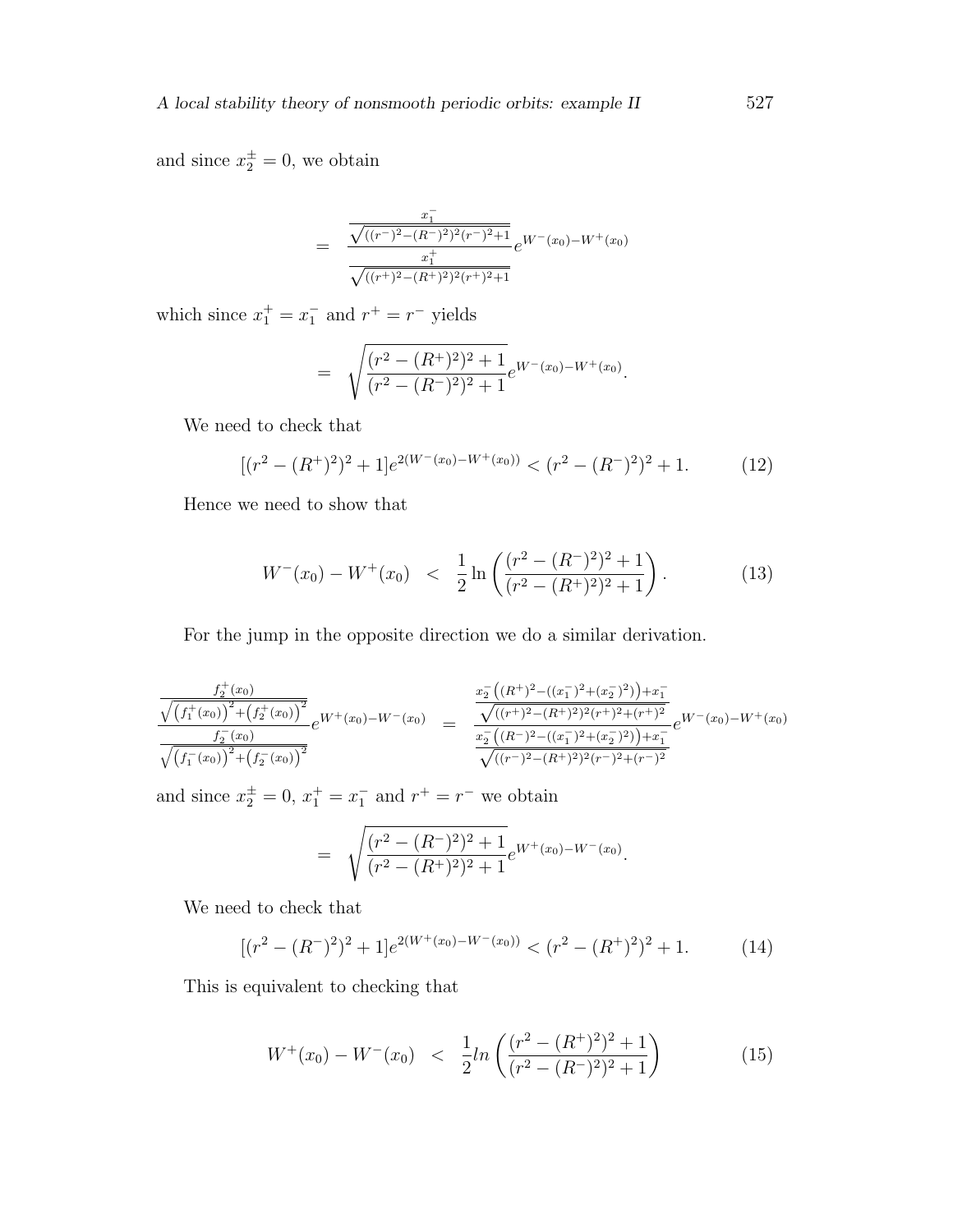and since $x_2^{\pm} = 0$, we obtain

$$= \frac{\frac{x_1^-}{\sqrt{((r^-)^2-(R^-)^2)^2(r^-)^2+1}}}{\frac{x_1^+}{\sqrt{((r^+)^2-(R^+)^2)^2(r^+)^2+1}}} e^{W^-(x_0)-W^+(x_0)}$$

which since $x_1^+ = x_1^-$ and $r^+ = r^-$ yields

$$= \sqrt{\frac{(r^2-(R^+)^2)^2+1}{(r^2-(R^-)^2)^2+1}} e^{W^-(x_0)-W^+(x_0)}.$$

We need to check that

$$[(r^2-(R^+)^2)^2+1]e^{2(W^-(x_0)-W^+(x_0))} < (r^2-(R^-)^2)^2+1. \tag{12}$$

Hence we need to show that

$$W^-(x_0) - W^+(x_0) \quad < \quad \frac{1}{2}\ln\left(\frac{(r^2-(R^-)^2)^2+1}{(r^2-(R^+)^2)^2+1}\right). \tag{13}$$

For the jump in the opposite direction we do a similar derivation.

$$\frac{\frac{f_2^+(x_0)}{\sqrt{\left(f_1^+(x_0)\right)^2+\left(f_2^+(x_0)\right)^2}}}{\frac{f_2^-(x_0)}{\sqrt{\left(f_1^-(x_0)\right)^2+\left(f_2^-(x_0)\right)^2}}} e^{W^+(x_0)-W^-(x_0)} = \frac{\frac{x_2^-\left((R^+)^2-((x_1^-)^2+(x_2^-)^2)\right)+x_1^-}{\sqrt{((r^+)^2-(R^+)^2)^2(r^+)^2+(r^+)^2}}}{\frac{x_2^-\left((R^-)^2-((x_1^-)^2+(x_2^-)^2)\right)+x_1^-}{\sqrt{((r^-)^2-(R^+)^2)^2(r^-)^2+(r^-)^2}}} e^{W^-(x_0)-W^+(x_0)}$$

and since $x_2^{\pm} = 0$, $x_1^+ = x_1^-$ and $r^+ = r^-$ we obtain

$$= \sqrt{\frac{(r^2-(R^-)^2)^2+1}{(r^2-(R^+)^2)^2+1}} e^{W^+(x_0)-W^-(x_0)}.$$

We need to check that

$$[(r^2-(R^-)^2)^2+1]e^{2(W^+(x_0)-W^-(x_0))} < (r^2-(R^+)^2)^2+1. \tag{14}$$

This is equivalent to checking that

$$W^+(x_0) - W^-(x_0) \quad < \quad \frac{1}{2}ln\left(\frac{(r^2-(R^+)^2)^2+1}{(r^2-(R^-)^2)^2+1}\right) \tag{15}$$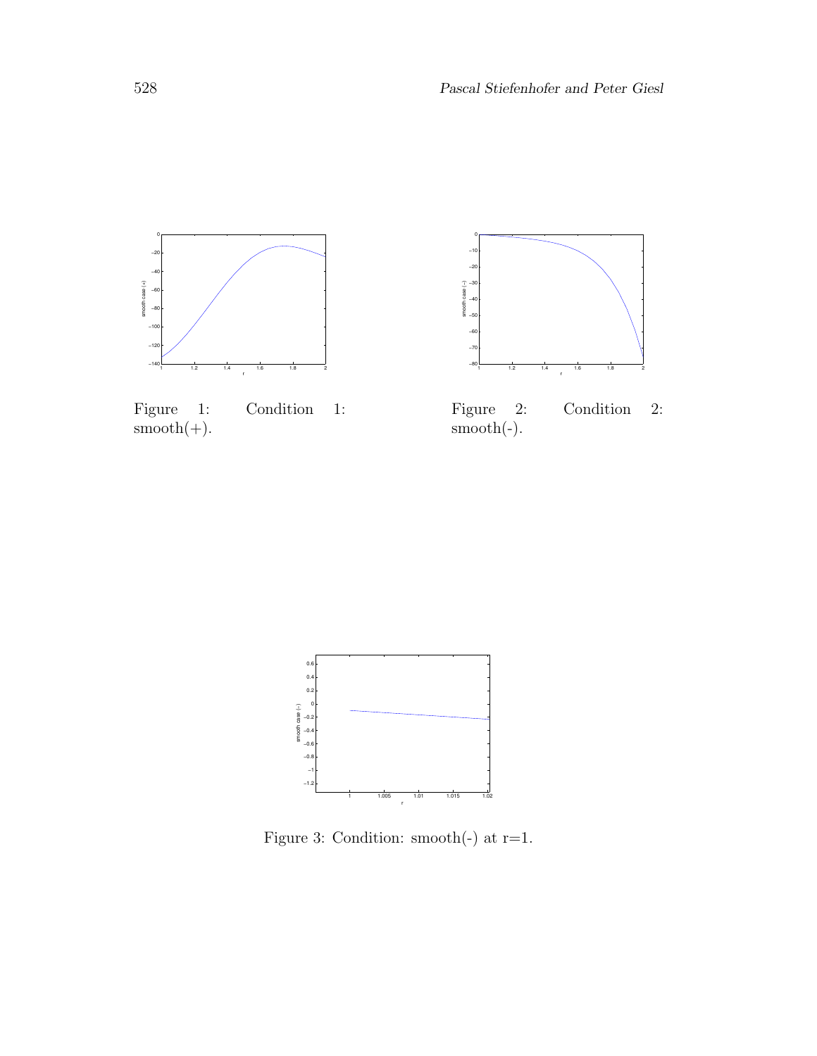Figure 1: Condition 1: smooth(+).

Figure 2: Condition 2: smooth(-).

Figure 3: Condition: smooth(-) at r=1.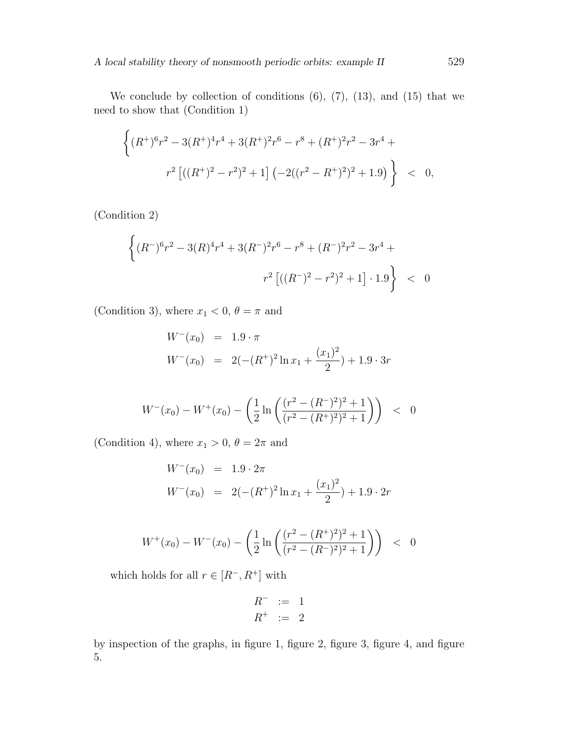We conclude by collection of conditions (6), (7), (13), and (15) that we need to show that (Condition 1)

$$
\begin{Bmatrix} (R^+)^6 r^2 - 3(R^+)^4 r^4 + 3(R^+)^2 r^6 - r^8 + (R^+)^2 r^2 - 3r^4 + \\ r^2 \left[ ((R^+)^2 - r^2)^2 + 1 \right] \left( -2((r^2 - R^+)^2)^2 + 1.9 \right) \end{Bmatrix} < 0,
$$

(Condition 2)

$$
\begin{Bmatrix} (R^-)^6 r^2 - 3(R)^4 r^4 + 3(R^-)^2 r^6 - r^8 + (R^-)^2 r^2 - 3r^4 + \\ r^2 \left[ ((R^-)^2 - r^2)^2 + 1 \right] \cdot 1.9 \end{Bmatrix} < 0
$$

(Condition 3), where $x_1 < 0$, $\theta = \pi$ and

$$
\begin{aligned}
W^-(x_0) &= 1.9 \cdot \pi \\
W^-(x_0) &= 2(-(R^+)^2 \ln x_1 + \frac{(x_1)^2}{2}) + 1.9 \cdot 3r
\end{aligned}
$$

$$
W^-(x_0) - W^+(x_0) - \left( \frac{1}{2} \ln \left( \frac{(r^2 - (R^-)^2)^2 + 1}{(r^2 - (R^+)^2)^2 + 1} \right) \right) < 0
$$

(Condition 4), where $x_1 > 0$, $\theta = 2\pi$ and

$$
\begin{aligned}
W^-(x_0) &= 1.9 \cdot 2\pi \\
W^-(x_0) &= 2(-(R^+)^2 \ln x_1 + \frac{(x_1)^2}{2}) + 1.9 \cdot 2r
\end{aligned}
$$

$$
W^+(x_0) - W^-(x_0) - \left( \frac{1}{2} \ln \left( \frac{(r^2 - (R^+)^2)^2 + 1}{(r^2 - (R^-)^2)^2 + 1} \right) \right) < 0
$$

which holds for all $r \in [R^-, R^+]$ with

$$
\begin{aligned}
R^- &:= 1 \\
R^+ &:= 2
\end{aligned}
$$

by inspection of the graphs, in figure 1, figure 2, figure 3, figure 4, and figure 5.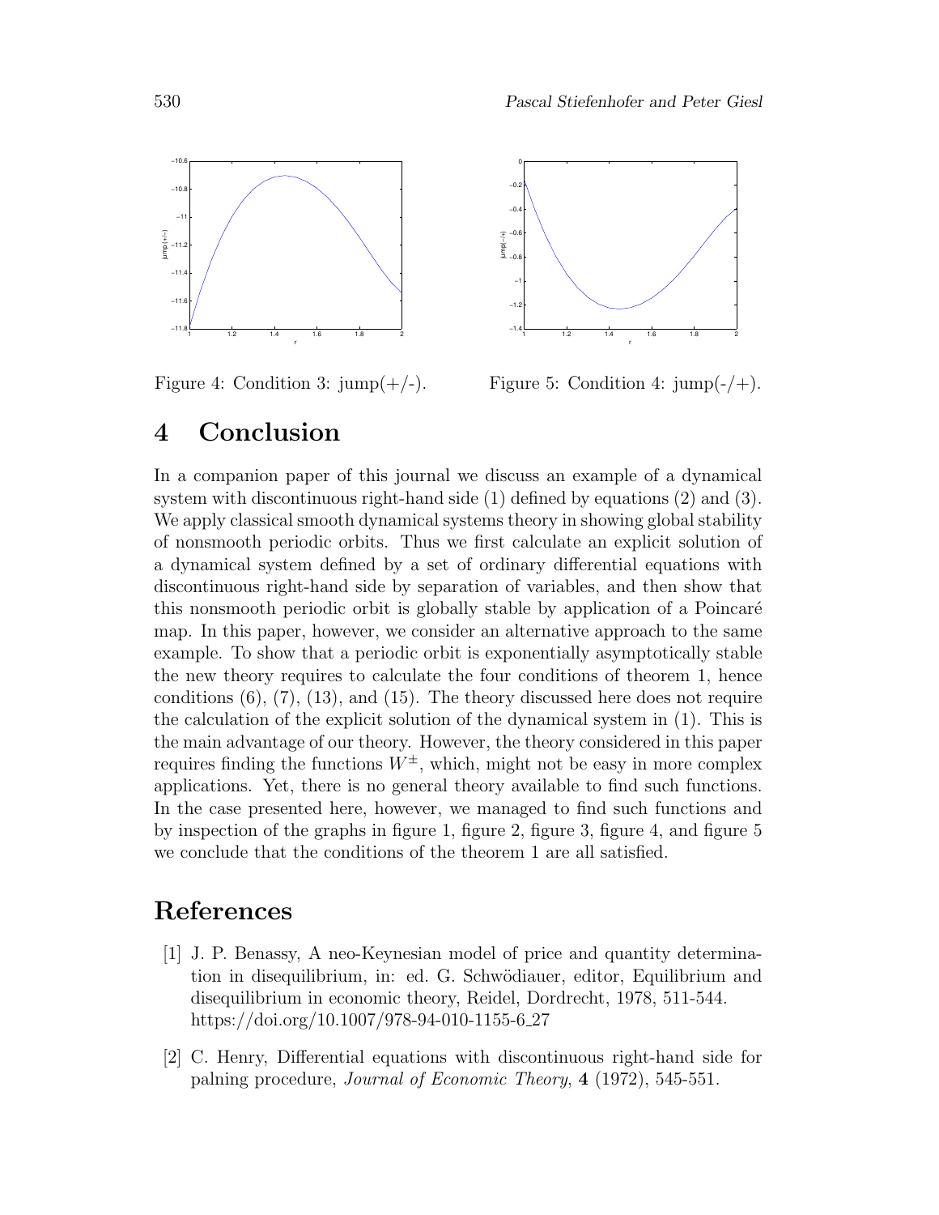Figure 4: Condition 3: jump(+/-).

Figure 5: Condition 4: jump(-/+).

# 4 Conclusion

In a companion paper of this journal we discuss an example of a dynamical system with discontinuous right-hand side (1) defined by equations (2) and (3). We apply classical smooth dynamical systems theory in showing global stability of nonsmooth periodic orbits. Thus we first calculate an explicit solution of a dynamical system defined by a set of ordinary differential equations with discontinuous right-hand side by separation of variables, and then show that this nonsmooth periodic orbit is globally stable by application of a Poincaré map. In this paper, however, we consider an alternative approach to the same example. To show that a periodic orbit is exponentially asymptotically stable the new theory requires to calculate the four conditions of theorem 1, hence conditions (6), (7), (13), and (15). The theory discussed here does not require the calculation of the explicit solution of the dynamical system in (1). This is the main advantage of our theory. However, the theory considered in this paper requires finding the functions $W^{\pm}$, which, might not be easy in more complex applications. Yet, there is no general theory available to find such functions. In the case presented here, however, we managed to find such functions and by inspection of the graphs in figure 1, figure 2, figure 3, figure 4, and figure 5 we conclude that the conditions of the theorem 1 are all satisfied.

# References

[1] J. P. Benassy, A neo-Keynesian model of price and quantity determination in disequilibrium, in: ed. G. Schwödiauer, editor, Equilibrium and disequilibrium in economic theory, Reidel, Dordrecht, 1978, 511-544. https://doi.org/10.1007/978-94-010-1155-6_27

[2] C. Henry, Differential equations with discontinuous right-hand side for palning procedure, *Journal of Economic Theory*, **4** (1972), 545-551.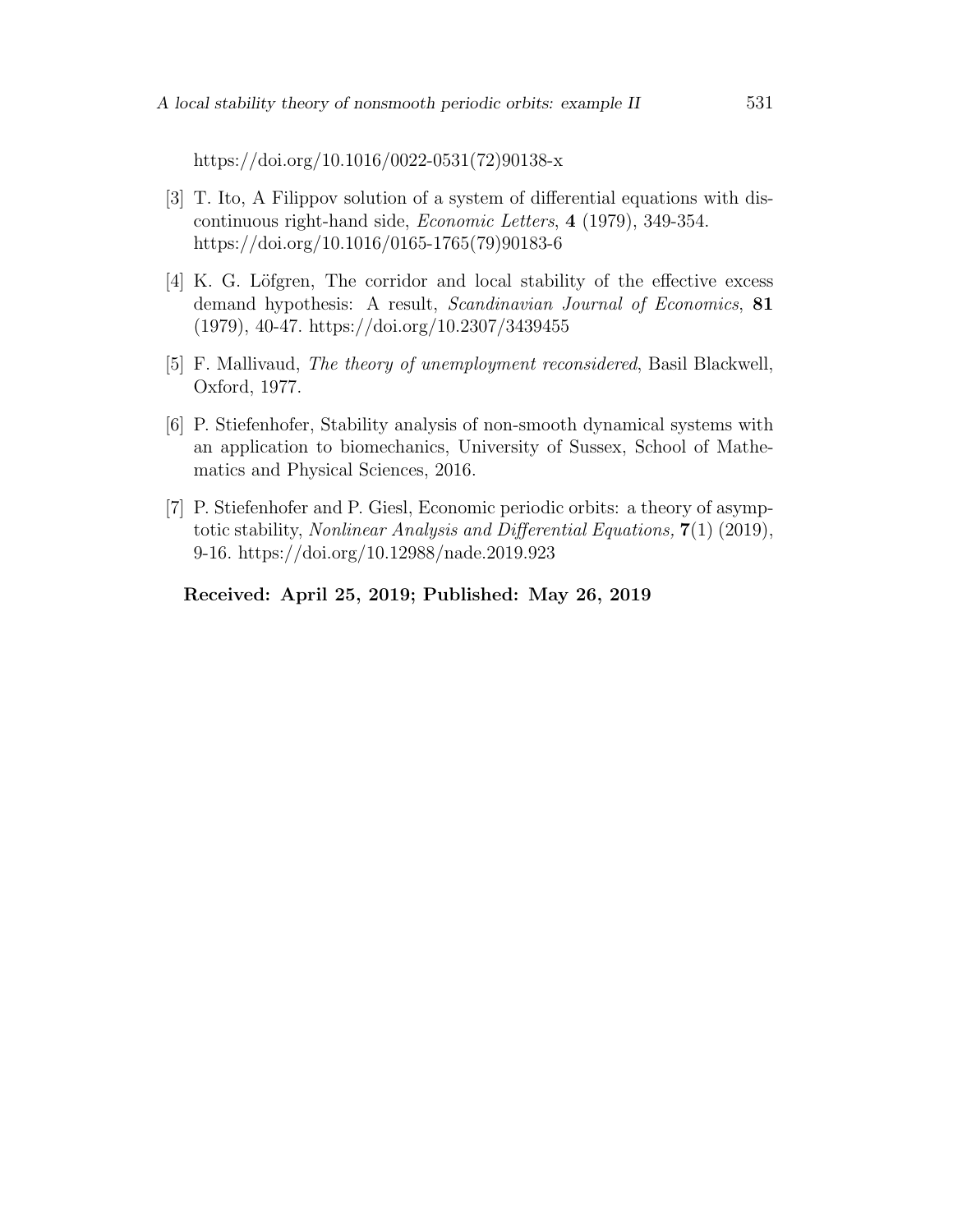https://doi.org/10.1016/0022-0531(72)90138-x

[3] T. Ito, A Filippov solution of a system of differential equations with discontinuous right-hand side, *Economic Letters*, **4** (1979), 349-354. https://doi.org/10.1016/0165-1765(79)90183-6

[4] K. G. Löfgren, The corridor and local stability of the effective excess demand hypothesis: A result, *Scandinavian Journal of Economics*, **81** (1979), 40-47. https://doi.org/10.2307/3439455

[5] F. Mallivaud, *The theory of unemployment reconsidered*, Basil Blackwell, Oxford, 1977.

[6] P. Stiefenhofer, Stability analysis of non-smooth dynamical systems with an application to biomechanics, University of Sussex, School of Mathematics and Physical Sciences, 2016.

[7] P. Stiefenhofer and P. Giesl, Economic periodic orbits: a theory of asymptotic stability, *Nonlinear Analysis and Differential Equations,* **7**(1) (2019), 9-16. https://doi.org/10.12988/nade.2019.923

**Received: April 25, 2019; Published: May 26, 2019**